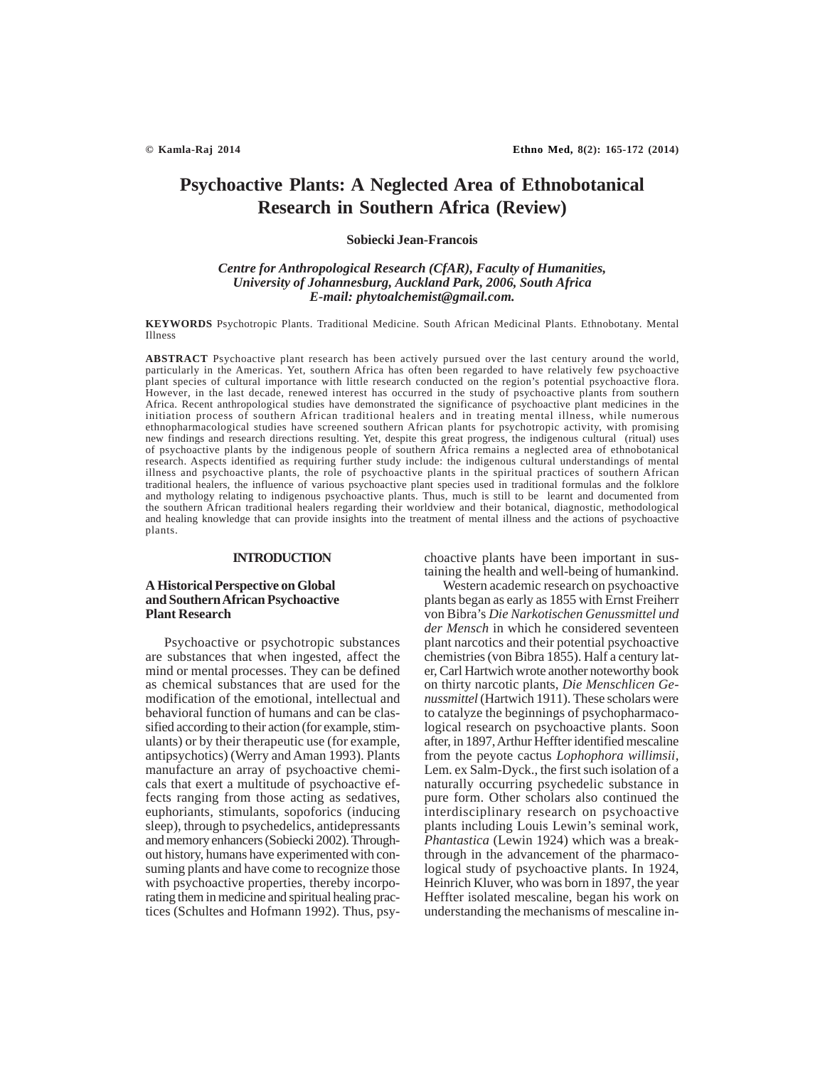# Psychoactive Plants: A Neglected Area of Ethnobotanical Research in Southern Africa (Review)

**Sobiecki Jean-Francois**

*Centre for Anthropological Research (CfAR), Faculty of Humanities, University of Johannesburg, Auckland Park, 2006, South Africa*
*E-mail: phytoalchemist@gmail.com.*

**KEYWORDS** Psychotropic Plants. Traditional Medicine. South African Medicinal Plants. Ethnobotany. Mental Illness

**ABSTRACT** Psychoactive plant research has been actively pursued over the last century around the world, particularly in the Americas. Yet, southern Africa has often been regarded to have relatively few psychoactive plant species of cultural importance with little research conducted on the region's potential psychoactive flora. However, in the last decade, renewed interest has occurred in the study of psychoactive plants from southern Africa. Recent anthropological studies have demonstrated the significance of psychoactive plant medicines in the initiation process of southern African traditional healers and in treating mental illness, while numerous ethnopharmacological studies have screened southern African plants for psychotropic activity, with promising new findings and research directions resulting. Yet, despite this great progress, the indigenous cultural (ritual) uses of psychoactive plants by the indigenous people of southern Africa remains a neglected area of ethnobotanical research. Aspects identified as requiring further study include: the indigenous cultural understandings of mental illness and psychoactive plants, the role of psychoactive plants in the spiritual practices of southern African traditional healers, the influence of various psychoactive plant species used in traditional formulas and the folklore and mythology relating to indigenous psychoactive plants. Thus, much is still to be learnt and documented from the southern African traditional healers regarding their worldview and their botanical, diagnostic, methodological and healing knowledge that can provide insights into the treatment of mental illness and the actions of psychoactive plants.

## INTRODUCTION

### A Historical Perspective on Global and Southern African Psychoactive Plant Research

Psychoactive or psychotropic substances are substances that when ingested, affect the mind or mental processes. They can be defined as chemical substances that are used for the modification of the emotional, intellectual and behavioral function of humans and can be classified according to their action (for example, stimulants) or by their therapeutic use (for example, antipsychotics) (Werry and Aman 1993). Plants manufacture an array of psychoactive chemicals that exert a multitude of psychoactive effects ranging from those acting as sedatives, euphoriants, stimulants, sopoforics (inducing sleep), through to psychedelics, antidepressants and memory enhancers (Sobiecki 2002). Throughout history, humans have experimented with consuming plants and have come to recognize those with psychoactive properties, thereby incorporating them in medicine and spiritual healing practices (Schultes and Hofmann 1992). Thus, psychoactive plants have been important in sustaining the health and well-being of humankind.

Western academic research on psychoactive plants began as early as 1855 with Ernst Freiherr von Bibra's *Die Narkotischen Genussmittel und der Mensch* in which he considered seventeen plant narcotics and their potential psychoactive chemistries (von Bibra 1855). Half a century later, Carl Hartwich wrote another noteworthy book on thirty narcotic plants, *Die Menschlicen Genussmittel* (Hartwich 1911). These scholars were to catalyze the beginnings of psychopharmacological research on psychoactive plants. Soon after, in 1897, Arthur Heffter identified mescaline from the peyote cactus *Lophophora willimsii*, Lem. ex Salm-Dyck., the first such isolation of a naturally occurring psychedelic substance in pure form. Other scholars also continued the interdisciplinary research on psychoactive plants including Louis Lewin's seminal work, *Phantastica* (Lewin 1924) which was a breakthrough in the advancement of the pharmacological study of psychoactive plants. In 1924, Heinrich Kluver, who was born in 1897, the year Heffter isolated mescaline, began his work on understanding the mechanisms of mescaline in-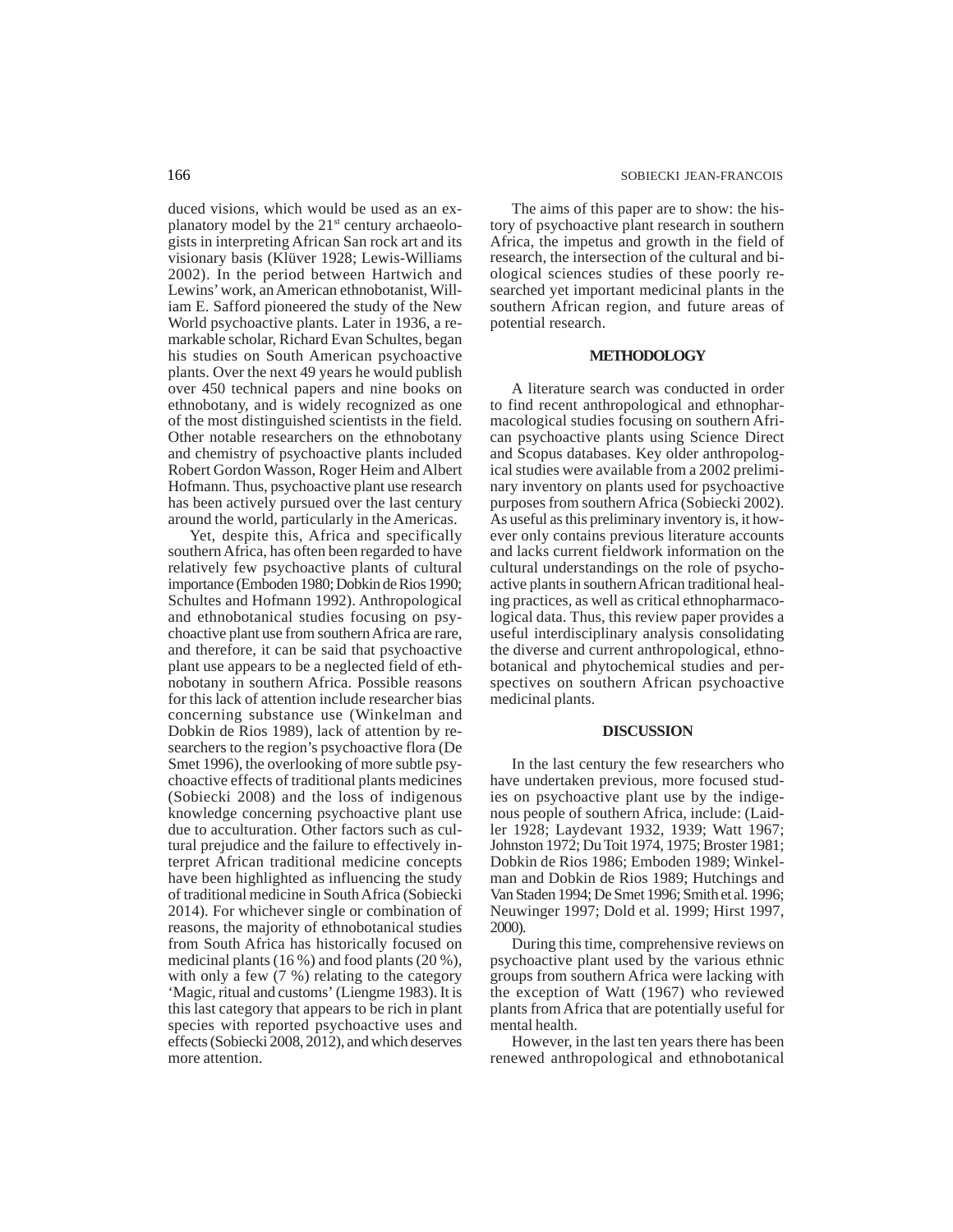duced visions, which would be used as an explanatory model by the 21st century archaeologists in interpreting African San rock art and its visionary basis (Klüver 1928; Lewis-Williams 2002). In the period between Hartwich and Lewins' work, an American ethnobotanist, William E. Safford pioneered the study of the New World psychoactive plants. Later in 1936, a remarkable scholar, Richard Evan Schultes, began his studies on South American psychoactive plants. Over the next 49 years he would publish over 450 technical papers and nine books on ethnobotany, and is widely recognized as one of the most distinguished scientists in the field. Other notable researchers on the ethnobotany and chemistry of psychoactive plants included Robert Gordon Wasson, Roger Heim and Albert Hofmann. Thus, psychoactive plant use research has been actively pursued over the last century around the world, particularly in the Americas.

Yet, despite this, Africa and specifically southern Africa, has often been regarded to have relatively few psychoactive plants of cultural importance (Emboden 1980; Dobkin de Rios 1990; Schultes and Hofmann 1992). Anthropological and ethnobotanical studies focusing on psychoactive plant use from southern Africa are rare, and therefore, it can be said that psychoactive plant use appears to be a neglected field of ethnobotany in southern Africa. Possible reasons for this lack of attention include researcher bias concerning substance use (Winkelman and Dobkin de Rios 1989), lack of attention by researchers to the region's psychoactive flora (De Smet 1996), the overlooking of more subtle psychoactive effects of traditional plants medicines (Sobiecki 2008) and the loss of indigenous knowledge concerning psychoactive plant use due to acculturation. Other factors such as cultural prejudice and the failure to effectively interpret African traditional medicine concepts have been highlighted as influencing the study of traditional medicine in South Africa (Sobiecki 2014). For whichever single or combination of reasons, the majority of ethnobotanical studies from South Africa has historically focused on medicinal plants (16 %) and food plants (20 %), with only a few (7 %) relating to the category 'Magic, ritual and customs' (Liengme 1983). It is this last category that appears to be rich in plant species with reported psychoactive uses and effects (Sobiecki 2008, 2012), and which deserves more attention.

The aims of this paper are to show: the history of psychoactive plant research in southern Africa, the impetus and growth in the field of research, the intersection of the cultural and biological sciences studies of these poorly researched yet important medicinal plants in the southern African region, and future areas of potential research.

## METHODOLOGY

A literature search was conducted in order to find recent anthropological and ethnopharmacological studies focusing on southern African psychoactive plants using Science Direct and Scopus databases. Key older anthropological studies were available from a 2002 preliminary inventory on plants used for psychoactive purposes from southern Africa (Sobiecki 2002). As useful as this preliminary inventory is, it however only contains previous literature accounts and lacks current fieldwork information on the cultural understandings on the role of psychoactive plants in southern African traditional healing practices, as well as critical ethnopharmacological data. Thus, this review paper provides a useful interdisciplinary analysis consolidating the diverse and current anthropological, ethnobotanical and phytochemical studies and perspectives on southern African psychoactive medicinal plants.

## DISCUSSION

In the last century the few researchers who have undertaken previous, more focused studies on psychoactive plant use by the indigenous people of southern Africa, include: (Laidler 1928; Laydevant 1932, 1939; Watt 1967; Johnston 1972; Du Toit 1974, 1975; Broster 1981; Dobkin de Rios 1986; Emboden 1989; Winkelman and Dobkin de Rios 1989; Hutchings and Van Staden 1994; De Smet 1996; Smith et al. 1996; Neuwinger 1997; Dold et al. 1999; Hirst 1997, 2000).

During this time, comprehensive reviews on psychoactive plant used by the various ethnic groups from southern Africa were lacking with the exception of Watt (1967) who reviewed plants from Africa that are potentially useful for mental health.

However, in the last ten years there has been renewed anthropological and ethnobotanical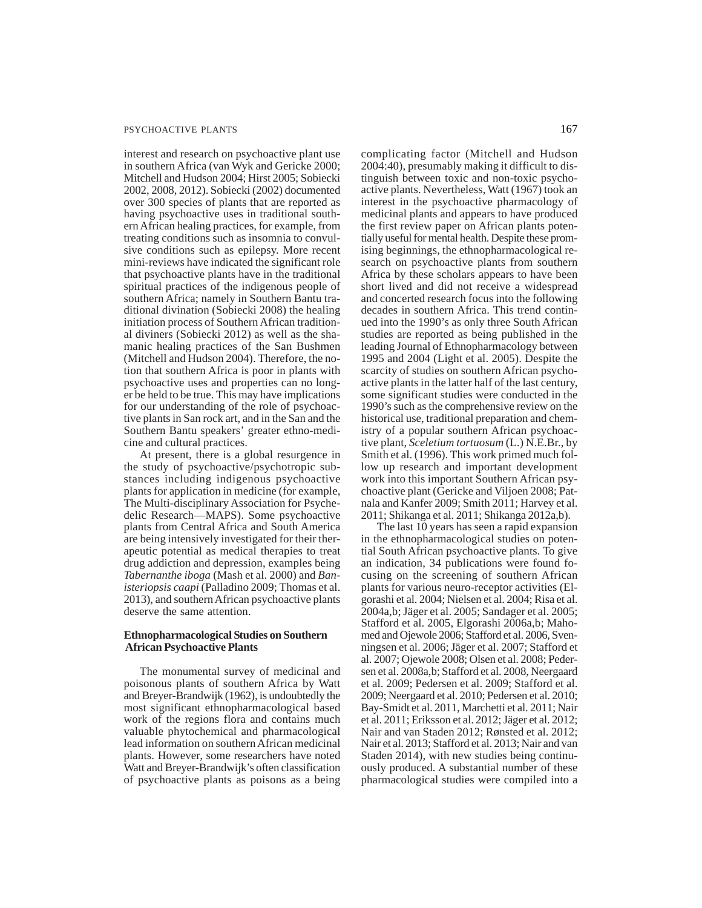interest and research on psychoactive plant use in southern Africa (van Wyk and Gericke 2000; Mitchell and Hudson 2004; Hirst 2005; Sobiecki 2002, 2008, 2012). Sobiecki (2002) documented over 300 species of plants that are reported as having psychoactive uses in traditional southern African healing practices, for example, from treating conditions such as insomnia to convulsive conditions such as epilepsy. More recent mini-reviews have indicated the significant role that psychoactive plants have in the traditional spiritual practices of the indigenous people of southern Africa; namely in Southern Bantu traditional divination (Sobiecki 2008) the healing initiation process of Southern African traditional diviners (Sobiecki 2012) as well as the shamanic healing practices of the San Bushmen (Mitchell and Hudson 2004). Therefore, the notion that southern Africa is poor in plants with psychoactive uses and properties can no longer be held to be true. This may have implications for our understanding of the role of psychoactive plants in San rock art, and in the San and the Southern Bantu speakers' greater ethno-medicine and cultural practices.

At present, there is a global resurgence in the study of psychoactive/psychotropic substances including indigenous psychoactive plants for application in medicine (for example, The Multi-disciplinary Association for Psychedelic Research—MAPS). Some psychoactive plants from Central Africa and South America are being intensively investigated for their therapeutic potential as medical therapies to treat drug addiction and depression, examples being *Tabernanthe iboga* (Mash et al. 2000) and *Banisteriopsis caapi* (Palladino 2009; Thomas et al. 2013), and southern African psychoactive plants deserve the same attention.

## Ethnopharmacological Studies on Southern African Psychoactive Plants

The monumental survey of medicinal and poisonous plants of southern Africa by Watt and Breyer-Brandwijk (1962), is undoubtedly the most significant ethnopharmacological based work of the regions flora and contains much valuable phytochemical and pharmacological lead information on southern African medicinal plants. However, some researchers have noted Watt and Breyer-Brandwijk's often classification of psychoactive plants as poisons as a being complicating factor (Mitchell and Hudson 2004:40), presumably making it difficult to distinguish between toxic and non-toxic psychoactive plants. Nevertheless, Watt (1967) took an interest in the psychoactive pharmacology of medicinal plants and appears to have produced the first review paper on African plants potentially useful for mental health. Despite these promising beginnings, the ethnopharmacological research on psychoactive plants from southern Africa by these scholars appears to have been short lived and did not receive a widespread and concerted research focus into the following decades in southern Africa. This trend continued into the 1990's as only three South African studies are reported as being published in the leading Journal of Ethnopharmacology between 1995 and 2004 (Light et al. 2005). Despite the scarcity of studies on southern African psychoactive plants in the latter half of the last century, some significant studies were conducted in the 1990's such as the comprehensive review on the historical use, traditional preparation and chemistry of a popular southern African psychoactive plant, *Sceletium tortuosum* (L.) N.E.Br., by Smith et al. (1996). This work primed much follow up research and important development work into this important Southern African psychoactive plant (Gericke and Viljoen 2008; Patnala and Kanfer 2009; Smith 2011; Harvey et al. 2011; Shikanga et al. 2011; Shikanga 2012a,b).

The last 10 years has seen a rapid expansion in the ethnopharmacological studies on potential South African psychoactive plants. To give an indication, 34 publications were found focusing on the screening of southern African plants for various neuro-receptor activities (Elgorashi et al. 2004; Nielsen et al. 2004; Risa et al. 2004a,b; Jäger et al. 2005; Sandager et al. 2005; Stafford et al. 2005, Elgorashi 2006a,b; Mahomed and Ojewole 2006; Stafford et al. 2006, Svenningsen et al. 2006; Jäger et al. 2007; Stafford et al. 2007; Ojewole 2008; Olsen et al. 2008; Pedersen et al. 2008a,b; Stafford et al. 2008, Neergaard et al. 2009; Pedersen et al. 2009; Stafford et al. 2009; Neergaard et al. 2010; Pedersen et al. 2010; Bay-Smidt et al. 2011, Marchetti et al. 2011; Nair et al. 2011; Eriksson et al. 2012; Jäger et al. 2012; Nair and van Staden 2012; Rønsted et al. 2012; Nair et al. 2013; Stafford et al. 2013; Nair and van Staden 2014), with new studies being continuously produced. A substantial number of these pharmacological studies were compiled into a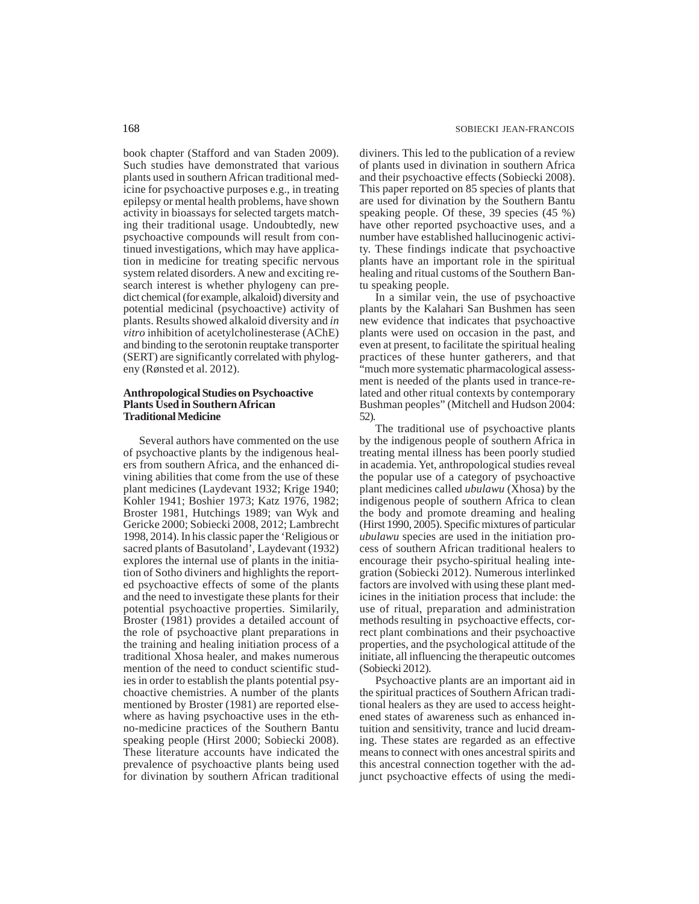book chapter (Stafford and van Staden 2009). Such studies have demonstrated that various plants used in southern African traditional medicine for psychoactive purposes e.g., in treating epilepsy or mental health problems, have shown activity in bioassays for selected targets matching their traditional usage. Undoubtedly, new psychoactive compounds will result from continued investigations, which may have application in medicine for treating specific nervous system related disorders. A new and exciting research interest is whether phylogeny can predict chemical (for example, alkaloid) diversity and potential medicinal (psychoactive) activity of plants. Results showed alkaloid diversity and *in vitro* inhibition of acetylcholinesterase (AChE) and binding to the serotonin reuptake transporter (SERT) are significantly correlated with phylogeny (Rønsted et al. 2012).

### Anthropological Studies on Psychoactive Plants Used in Southern African Traditional Medicine

Several authors have commented on the use of psychoactive plants by the indigenous healers from southern Africa, and the enhanced divining abilities that come from the use of these plant medicines (Laydevant 1932; Krige 1940; Kohler 1941; Boshier 1973; Katz 1976, 1982; Broster 1981, Hutchings 1989; van Wyk and Gericke 2000; Sobiecki 2008, 2012; Lambrecht 1998, 2014). In his classic paper the 'Religious or sacred plants of Basutoland', Laydevant (1932) explores the internal use of plants in the initiation of Sotho diviners and highlights the reported psychoactive effects of some of the plants and the need to investigate these plants for their potential psychoactive properties. Similarily, Broster (1981) provides a detailed account of the role of psychoactive plant preparations in the training and healing initiation process of a traditional Xhosa healer, and makes numerous mention of the need to conduct scientific studies in order to establish the plants potential psychoactive chemistries. A number of the plants mentioned by Broster (1981) are reported elsewhere as having psychoactive uses in the ethno-medicine practices of the Southern Bantu speaking people (Hirst 2000; Sobiecki 2008). These literature accounts have indicated the prevalence of psychoactive plants being used for divination by southern African traditional diviners. This led to the publication of a review of plants used in divination in southern Africa and their psychoactive effects (Sobiecki 2008). This paper reported on 85 species of plants that are used for divination by the Southern Bantu speaking people. Of these, 39 species (45 %) have other reported psychoactive uses, and a number have established hallucinogenic activity. These findings indicate that psychoactive plants have an important role in the spiritual healing and ritual customs of the Southern Bantu speaking people.

In a similar vein, the use of psychoactive plants by the Kalahari San Bushmen has seen new evidence that indicates that psychoactive plants were used on occasion in the past, and even at present, to facilitate the spiritual healing practices of these hunter gatherers, and that "much more systematic pharmacological assessment is needed of the plants used in trance-related and other ritual contexts by contemporary Bushman peoples" (Mitchell and Hudson 2004: 52).

The traditional use of psychoactive plants by the indigenous people of southern Africa in treating mental illness has been poorly studied in academia. Yet, anthropological studies reveal the popular use of a category of psychoactive plant medicines called *ubulawu* (Xhosa) by the indigenous people of southern Africa to clean the body and promote dreaming and healing (Hirst 1990, 2005). Specific mixtures of particular *ubulawu* species are used in the initiation process of southern African traditional healers to encourage their psycho-spiritual healing integration (Sobiecki 2012). Numerous interlinked factors are involved with using these plant medicines in the initiation process that include: the use of ritual, preparation and administration methods resulting in psychoactive effects, correct plant combinations and their psychoactive properties, and the psychological attitude of the initiate, all influencing the therapeutic outcomes (Sobiecki 2012).

Psychoactive plants are an important aid in the spiritual practices of Southern African traditional healers as they are used to access heightened states of awareness such as enhanced intuition and sensitivity, trance and lucid dreaming. These states are regarded as an effective means to connect with ones ancestral spirits and this ancestral connection together with the adjunct psychoactive effects of using the medi-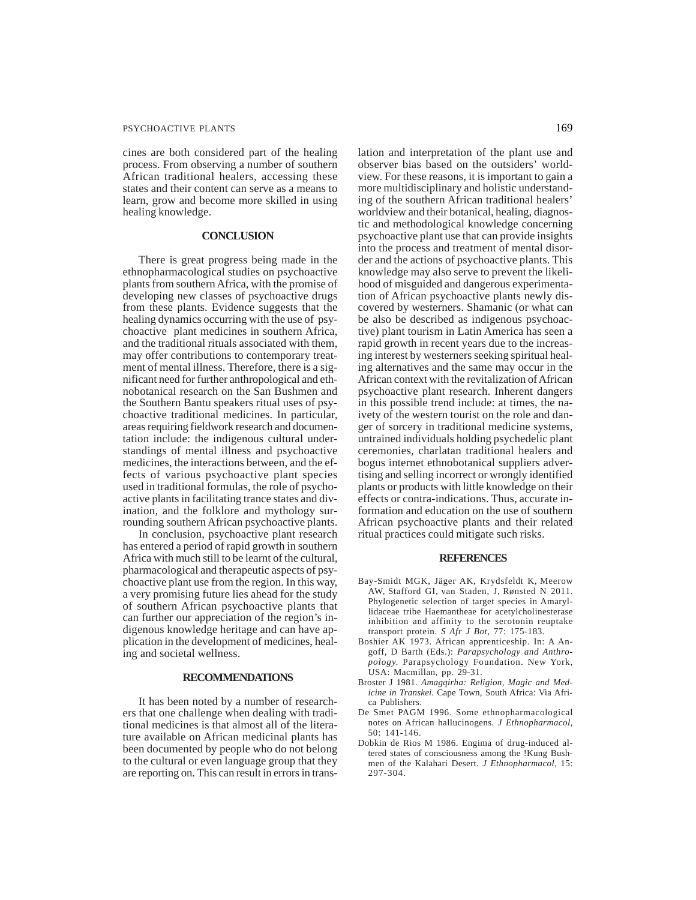cines are both considered part of the healing process. From observing a number of southern African traditional healers, accessing these states and their content can serve as a means to learn, grow and become more skilled in using healing knowledge.

## CONCLUSION

There is great progress being made in the ethnopharmacological studies on psychoactive plants from southern Africa, with the promise of developing new classes of psychoactive drugs from these plants. Evidence suggests that the healing dynamics occurring with the use of psychoactive plant medicines in southern Africa, and the traditional rituals associated with them, may offer contributions to contemporary treatment of mental illness. Therefore, there is a significant need for further anthropological and ethnobotanical research on the San Bushmen and the Southern Bantu speakers ritual uses of psychoactive traditional medicines. In particular, areas requiring fieldwork research and documentation include: the indigenous cultural understandings of mental illness and psychoactive medicines, the interactions between, and the effects of various psychoactive plant species used in traditional formulas, the role of psychoactive plants in facilitating trance states and divination, and the folklore and mythology surrounding southern African psychoactive plants.

In conclusion, psychoactive plant research has entered a period of rapid growth in southern Africa with much still to be learnt of the cultural, pharmacological and therapeutic aspects of psychoactive plant use from the region. In this way, a very promising future lies ahead for the study of southern African psychoactive plants that can further our appreciation of the region's indigenous knowledge heritage and can have application in the development of medicines, healing and societal wellness.

## RECOMMENDATIONS

It has been noted by a number of researchers that one challenge when dealing with traditional medicines is that almost all of the literature available on African medicinal plants has been documented by people who do not belong to the cultural or even language group that they are reporting on. This can result in errors in translation and interpretation of the plant use and observer bias based on the outsiders' worldview. For these reasons, it is important to gain a more multidisciplinary and holistic understanding of the southern African traditional healers' worldview and their botanical, healing, diagnostic and methodological knowledge concerning psychoactive plant use that can provide insights into the process and treatment of mental disorder and the actions of psychoactive plants. This knowledge may also serve to prevent the likelihood of misguided and dangerous experimentation of African psychoactive plants newly discovered by westerners. Shamanic (or what can be also be described as indigenous psychoactive) plant tourism in Latin America has seen a rapid growth in recent years due to the increasing interest by westerners seeking spiritual healing alternatives and the same may occur in the African context with the revitalization of African psychoactive plant research. Inherent dangers in this possible trend include: at times, the naivety of the western tourist on the role and danger of sorcery in traditional medicine systems, untrained individuals holding psychedelic plant ceremonies, charlatan traditional healers and bogus internet ethnobotanical suppliers advertising and selling incorrect or wrongly identified plants or products with little knowledge on their effects or contra-indications. Thus, accurate information and education on the use of southern African psychoactive plants and their related ritual practices could mitigate such risks.

## REFERENCES

- Bay-Smidt MGK, Jäger AK, Krydsfeldt K, Meerow AW, Stafford GI, van Staden, J, Rønsted N 2011. Phylogenetic selection of target species in Amaryllidaceae tribe Haemantheae for acetylcholinesterase inhibition and affinity to the serotonin reuptake transport protein. *S Afr J Bot*, 77: 175-183.
- Boshier AK 1973. African apprenticeship. In: A Angoff, D Barth (Eds.): *Parapsychology and Anthropology.* Parapsychology Foundation. New York, USA: Macmillan, pp. 29-31.
- Broster J 1981. *Amagqirha: Religion, Magic and Medicine in Transkei.* Cape Town, South Africa: Via Africa Publishers.
- De Smet PAGM 1996. Some ethnopharmacological notes on African hallucinogens. *J Ethnopharmacol*, 50: 141-146.
- Dobkin de Rios M 1986. Engima of drug-induced altered states of consciousness among the !Kung Bushmen of the Kalahari Desert. *J Ethnopharmacol*, 15: 297-304.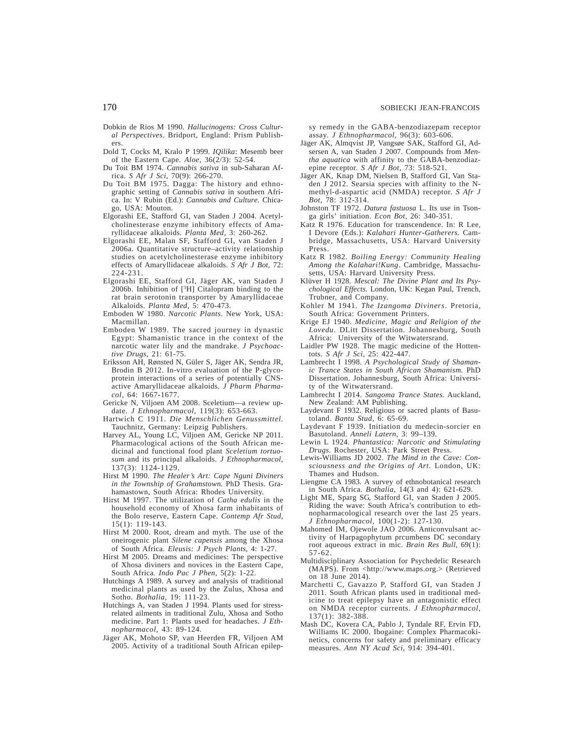Dobkin de Rios M 1990. *Hallucinogens: Cross Cultural Perspectives*. Bridport, England: Prism Publishers.

Dold T, Cocks M, Kralo P 1999. *IQilika*: Mesemb beer of the Eastern Cape. *Aloe*, 36(2/3): 52-54.

Du Toit BM 1974. *Cannabis sativa* in sub-Saharan Africa. *S Afr J Sci*, 70(9): 266-270.

Du Toit BM 1975. Dagga: The history and ethnographic setting of *Cannabis sativa* in southern Africa. In: V Rubin (Ed.): *Cannabis and Culture.* Chicago, USA: Mouton.

Elgorashi EE, Stafford GI, van Staden J 2004. Acetylcholinesterase enzyme inhibitory effects of Amaryllidaceae alkaloids. *Planta Med*, 3: 260-262.

Elgorashi EE, Malan SF, Stafford GI, van Staden J 2006a. Quantitative structure–activity relationship studies on acetylcholinesterase enzyme inhibitory effects of Amaryllidaceae alkaloids. *S Afr J Bot*, 72: 224-231.

Elgorashi EE, Stafford GI, Jäger AK, van Staden J 2006b. Inhibition of [$^3$H] Citalopram binding to the rat brain serotonin transporter by Amaryllidaceae Alkaloids. *Planta Med*, 5: 470-473.

Emboden W 1980. *Narcotic Plants*. New York, USA: Macmillan.

Emboden W 1989. The sacred journey in dynastic Egypt: Shamanistic trance in the context of the narcotic water lily and the mandrake. *J Psychoactive Drugs*, 21: 61-75.

Eriksson AH, Rønsted N, Güler S, Jäger AK, Sendra JR, Brodin B 2012. In-vitro evaluation of the P-glycoprotein interactions of a series of potentially CNS-active Amaryllidaceae alkaloids. *J Pharm Pharmacol*, 64: 1667-1677.

Gericke N, Viljoen AM 2008. Sceletium—a review update. *J Ethnopharmacol*, 119(3): 653-663.

Hartwich C 1911. *Die Menschlichen Genussmittel.* Tauchnitz, Germany: Leipzig Publishers.

Harvey AL, Young LC, Viljoen AM, Gericke NP 2011. Pharmacological actions of the South African medicinal and functional food plant *Sceletium tortuosum* and its principal alkaloids. *J Ethnopharmacol*, 137(3): 1124-1129.

Hirst M 1990. *The Healer's Art: Cape Nguni Diviners in the Township of Grahamstown.* PhD Thesis. Grahamastown, South Africa: Rhodes University.

Hirst M 1997. The utilization of *Catha edulis* in the household economy of Xhosa farm inhabitants of the Bolo reserve, Eastern Cape. *Contemp Afr Stud*, 15(1): 119-143.

Hirst M 2000. Root, dream and myth. The use of the oneirogenic plant *Silene capensis* among the Xhosa of South Africa. *Eleusis: J Psych Plants*, 4: 1-27.

Hirst M 2005. Dreams and medicines: The perspective of Xhosa diviners and novices in the Eastern Cape, South Africa. *Indo Pac J Phen*, 5(2): 1-22.

Hutchings A 1989. A survey and analysis of traditional medicinal plants as used by the Zulus, Xhosa and Sotho. *Bothalia*, 19: 111-23.

Hutchings A, van Staden J 1994. Plants used for stress-related ailments in traditional Zulu, Xhosa and Sotho medicine. Part 1: Plants used for headaches. *J Ethnopharmacol*, 43: 89-124.

Jäger AK, Mohoto SP, van Heerden FR, Viljoen AM 2005. Activity of a traditional South African epilepsy remedy in the GABA-benzodiazepam receptor assay. *J Ethnopharmacol*, 96(3): 603-606.

Jäger AK, Almqvist JP, Vangsøe SAK, Stafford GI, Adsersen A, van Staden J 2007. Compounds from *Mentha aquatica* with affinity to the GABA-benzodiazepine receptor. *S Afr J Bot*, 73: 518-521.

Jäger AK, Knap DM, Nielsen B, Stafford GI, Van Staden J 2012. Searsia species with affinity to the N-methyl-d-aspartic acid (NMDA) receptor. *S Afr J Bot*, 78: 312-314.

Johnston TF 1972. *Datura fastuosa* L. Its use in Tsonga girls' initiation. *Econ Bot*, 26: 340-351.

Katz R 1976. Education for transcendence. In: R Lee, I Devore (Eds.): *Kalahari Hunter-Gatherers.* Cambridge, Massachusetts, USA: Harvard University Press.

Katz R 1982. *Boiling Energy: Community Healing Among the Kalahari!Kung*. Cambridge, Massachusetts, USA: Harvard University Press.

Klüver H 1928. *Mescal: The Divine Plant and Its Psychological Effects*. London, UK: Kegan Paul, Trench, Trubner, and Company.

Kohler M 1941. *The Izangoma Diviners*. Pretoria, South Africa: Government Printers.

Krige EJ 1940. *Medicine, Magic and Religion of the Lovedu*. DLitt Dissertation. Johannesburg, South Africa: University of the Witwatersrand.

Laidler PW 1928. The magic medicine of the Hottentots. *S Afr J Sci*, 25: 422-447.

Lambrecht I 1998. *A Psychological Study of Shamanic Trance States in South African Shamanism.* PhD Dissertation. Johannesburg, South Africa: University of the Witwatersrand.

Lambrecht I 2014. *Sangoma Trance States.* Auckland, New Zealand: AM Publishing.

Laydevant F 1932. Religious or sacred plants of Basutoland. *Bantu Stud*, 6: 65-69.

Laydevant F 1939. Initiation du medecin-sorcier en Basutoland. *Anneli Latern*, 3: 99–139.

Lewin L 1924. *Phantastica: Narcotic and Stimulating Drugs.* Rochester, USA: Park Street Press.

Lewis-Williams JD 2002. *The Mind in the Cave: Consciousness and the Origins of Art*. London, UK: Thames and Hudson.

Liengme CA 1983. A survey of ethnobotanical research in South Africa. *Bothalia*, 14(3 and 4): 621-629.

Light ME, Sparg SG, Stafford GI, van Staden J 2005. Riding the wave: South Africa's contribution to ethnopharmacological research over the last 25 years. *J Ethnopharmacol*, 100(1-2): 127-130.

Mahomed IM, Ojewole JAO 2006. Anticonvulsant activity of Harpagophytum prcumbens DC secondary root aqueous extract in mic. *Brain Res Bull*, 69(1): 57-62.

Multidisciplinary Association for Psychedelic Research (MAPS). From <http://www.maps.org.> (Retrieved on 18 June 2014).

Marchetti C, Gavazzo P, Stafford GI, van Staden J 2011. South African plants used in traditional medicine to treat epilepsy have an antagonistic effect on NMDA receptor currents. *J Ethnopharmacol*, 137(1): 382-388.

Mash DC, Kovera CA, Pablo J, Tyndale RF, Ervin FD, Williams IC 2000. Ibogaine: Complex Pharmacokinetics, concerns for safety and preliminary efficacy measures. *Ann NY Acad Sci*, 914: 394-401.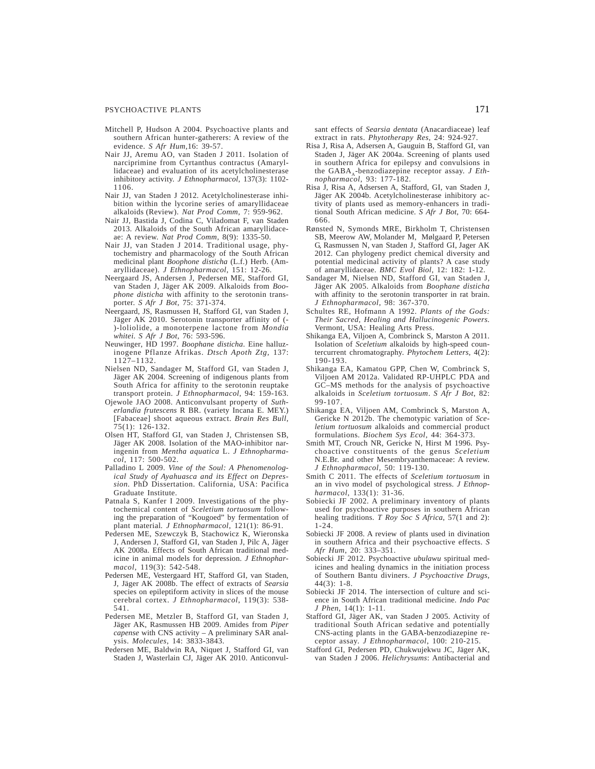Mitchell P, Hudson A 2004. Psychoactive plants and southern African hunter-gatherers: A review of the evidence. *S Afr Hum*,16: 39-57.

Nair JJ, Aremu AO, van Staden J 2011. Isolation of narciprimine from Cyrtanthus contractus (Amaryllidaceae) and evaluation of its acetylcholinesterase inhibitory activity. *J Ethnopharmacol*, 137(3): 1102-1106.

Nair JJ, van Staden J 2012. Acetylcholinesterase inhibition within the lycorine series of amaryllidaceae alkaloids (Review). *Nat Prod Comm*, 7: 959-962.

Nair JJ, Bastida J, Codina C, Viladomat F, van Staden 2013. Alkaloids of the South African amaryllidaceae: A review. *Nat Prod Comm*, 8(9): 1335-50.

Nair JJ, van Staden J 2014. Traditional usage, phytochemistry and pharmacology of the South African medicinal plant *Boophone disticha* (L.f.) Herb. (Amaryllidaceae). *J Ethnopharmacol*, 151: 12-26.

Neergaard JS, Andersen J, Pedersen ME, Stafford GI, van Staden J, Jäger AK 2009. Alkaloids from *Boophone disticha* with affinity to the serotonin transporter. *S Afr J Bot*, 75: 371-374.

Neergaard, JS, Rasmussen H, Stafford GI, van Staden J, Jäger AK 2010. Serotonin transporter affinity of (-)-loliolide, a monoterpene lactone from *Mondia whitei*. *S Afr J Bot*, 76: 593-596.

Neuwinger, HD 1997. *Boophone disticha*. Eine halluzinogene Pflanze Afrikas. *Dtsch Apoth Ztg*, 137: 1127–1132.

Nielsen ND, Sandager M, Stafford GI, van Staden J, Jäger AK 2004. Screening of indigenous plants from South Africa for affinity to the serotonin reuptake transport protein. *J Ethnopharmacol*, 94: 159-163.

Ojewole JAO 2008. Anticonvulsant property of *Sutherlandia frutescens* R BR. (variety Incana E. MEY.) [Fabaceae] shoot aqueous extract. *Brain Res Bull*, 75(1): 126-132.

Olsen HT, Stafford GI, van Staden J, Christensen SB, Jäger AK 2008. Isolation of the MAO-inhibitor naringenin from *Mentha aquatica* L. *J Ethnopharmacol*, 117: 500-502.

Palladino L 2009. *Vine of the Soul: A Phenomenological Study of Ayahuasca and its Effect on Depression*. PhD Dissertation. California, USA: Pacifica Graduate Institute.

Patnala S, Kanfer I 2009. Investigations of the phytochemical content of *Sceletium tortuosum* following the preparation of "Kougoed" by fermentation of plant material. *J Ethnopharmacol*, 121(1): 86-91.

Pedersen ME, Szewczyk B, Stachowicz K, Wieronska J, Andersen J, Stafford GI, van Staden J, Pilc A, Jäger AK 2008a. Effects of South African traditional medicine in animal models for depression. *J Ethnopharmacol*, 119(3): 542-548.

Pedersen ME, Vestergaard HT, Stafford GI, van Staden, J, Jäger AK 2008b. The effect of extracts of *Searsia* species on epileptiform activity in slices of the mouse cerebral cortex. *J Ethnopharmacol*, 119(3): 538-541.

Pedersen ME, Metzler B, Stafford GI, van Staden J, Jäger AK, Rasmussen HB 2009. Amides from *Piper capense* with CNS activity – A preliminary SAR analysis. *Molecules*, 14: 3833-3843.

Pedersen ME, Baldwin RA, Niquet J, Stafford GI, van Staden J, Wasterlain CJ, Jäger AK 2010. Anticonvulsant effects of *Searsia dentata* (Anacardiaceae) leaf extract in rats. *Phytotherapy Res*, 24: 924-927.

Risa J, Risa A, Adsersen A, Gauguin B, Stafford GI, van Staden J, Jäger AK 2004a. Screening of plants used in southern Africa for epilepsy and convulsions in the $GABA_A$-benzodiazepine receptor assay. *J Ethnopharmacol*, 93: 177-182.

Risa J, Risa A, Adsersen A, Stafford, GI, van Staden J, Jäger AK 2004b. Acetylcholinesterase inhibitory activity of plants used as memory-enhancers in traditional South African medicine. *S Afr J Bot*, 70: 664-666.

Rønsted N, Symonds MRE, Birkholm T, Christensen SB, Meerow AW, Molander M, Mølgaard P, Petersen G, Rasmussen N, van Staden J, Stafford GI, Jager AK 2012. Can phylogeny predict chemical diversity and potential medicinal activity of plants? A case study of amaryllidaceae. *BMC Evol Biol*, 12: 182: 1-12.

Sandager M, Nielsen ND, Stafford GI, van Staden J, Jäger AK 2005. Alkaloids from *Boophane disticha* with affinity to the serotonin transporter in rat brain. *J Ethnopharmacol*, 98: 367-370.

Schultes RE, Hofmann A 1992. *Plants of the Gods: Their Sacred, Healing and Hallucinogenic Powers*. Vermont, USA: Healing Arts Press.

Shikanga EA, Viljoen A, Combrinck S, Marston A 2011. Isolation of *Sceletium* alkaloids by high-speed countercurrent chromatography. *Phytochem Letters*, 4(2): 190-193.

Shikanga EA, Kamatou GPP, Chen W, Combrinck S, Viljoen AM 2012a. Validated RP-UHPLC PDA and GC–MS methods for the analysis of psychoactive alkaloids in *Sceletium tortuosum*. *S Afr J Bot*, 82: 99-107.

Shikanga EA, Viljoen AM, Combrinck S, Marston A, Gericke N 2012b. The chemotypic variation of *Sceletium tortuosum* alkaloids and commercial product formulations. *Biochem Sys Ecol*, 44: 364-373.

Smith MT, Crouch NR, Gericke N, Hirst M 1996. Psychoactive constituents of the genus *Sceletium* N.E.Br. and other Mesembryanthemaceae: A review. *J Ethnopharmacol*, 50: 119-130.

Smith C 2011. The effects of *Sceletium tortuosum* in an in vivo model of psychological stress. *J Ethnopharmacol*, 133(1): 31-36.

Sobiecki JF 2002. A preliminary inventory of plants used for psychoactive purposes in southern African healing traditions. *T Roy Soc S Africa*, 57(1 and 2): 1-24.

Sobiecki JF 2008. A review of plants used in divination in southern Africa and their psychoactive effects. *S Afr Hum*, 20: 333–351.

Sobiecki JF 2012. Psychoactive *ubulawu* spiritual medicines and healing dynamics in the initiation process of Southern Bantu diviners. *J Psychoactive Drugs*, 44(3): 1-8.

Sobiecki JF 2014. The intersection of culture and science in South African traditional medicine. *Indo Pac J Phen*, 14(1): 1-11.

Stafford GI, Jäger AK, van Staden J 2005. Activity of traditional South African sedative and potentially CNS-acting plants in the GABA-benzodiazepine receptor assay. *J Ethnopharmacol*, 100: 210-215.

Stafford GI, Pedersen PD, Chukwujekwu JC, Jäger AK, van Staden J 2006. *Helichrysums*: Antibacterial and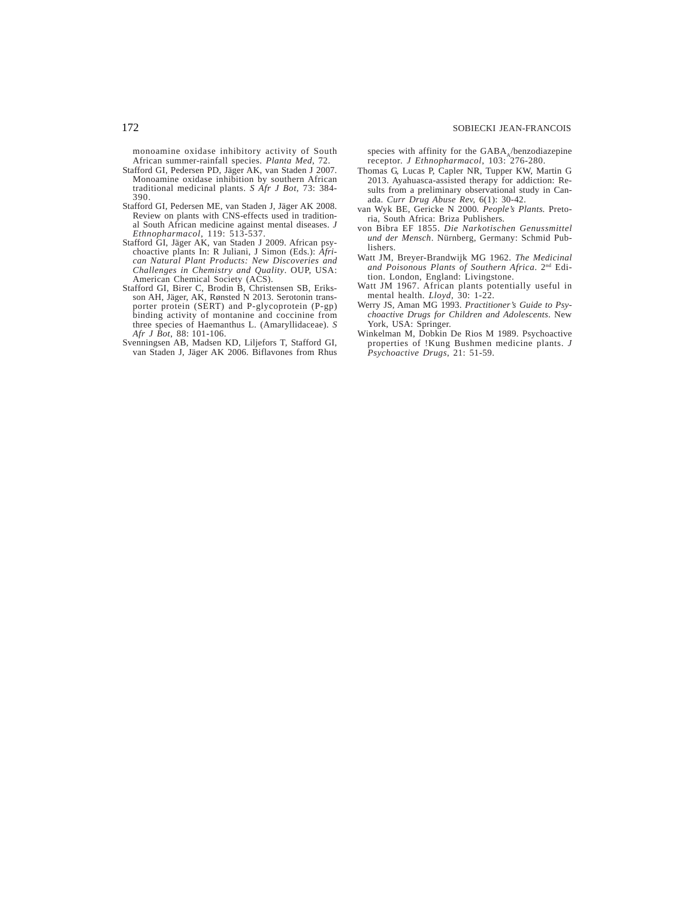monoamine oxidase inhibitory activity of South African summer-rainfall species. *Planta Med*, 72.

Stafford GI, Pedersen PD, Jäger AK, van Staden J 2007. Monoamine oxidase inhibition by southern African traditional medicinal plants. *S Afr J Bot*, 73: 384-390.

Stafford GI, Pedersen ME, van Staden J, Jäger AK 2008. Review on plants with CNS-effects used in traditional South African medicine against mental diseases. *J Ethnopharmacol*, 119: 513-537.

Stafford GI, Jäger AK, van Staden J 2009. African psychoactive plants In: R Juliani, J Simon (Eds.): *African Natural Plant Products: New Discoveries and Challenges in Chemistry and Quality*. OUP, USA: American Chemical Society (ACS).

Stafford GI, Birer C, Brodin B, Christensen SB, Eriksson AH, Jäger, AK, Rønsted N 2013. Serotonin transporter protein (SERT) and P-glycoprotein (P-gp) binding activity of montanine and coccinine from three species of Haemanthus L. (Amaryllidaceae). *S Afr J Bot*, 88: 101-106.

Svenningsen AB, Madsen KD, Liljefors T, Stafford GI, van Staden J, Jäger AK 2006. Biflavones from Rhus species with affinity for the $GABA_A$/benzodiazepine receptor. *J Ethnopharmacol*, 103: 276-280.

Thomas G, Lucas P, Capler NR, Tupper KW, Martin G 2013. Ayahuasca-assisted therapy for addiction: Results from a preliminary observational study in Canada. *Curr Drug Abuse Rev*, 6(1): 30-42.

van Wyk BE, Gericke N 2000. *People's Plants.* Pretoria, South Africa: Briza Publishers.

von Bibra EF 1855. *Die Narkotischen Genussmittel und der Mensch*. Nürnberg, Germany: Schmid Publishers.

Watt JM, Breyer-Brandwijk MG 1962. *The Medicinal and Poisonous Plants of Southern Africa*. 2nd Edition. London, England: Livingstone.

Watt JM 1967. African plants potentially useful in mental health. *Lloyd*, 30: 1-22.

Werry JS, Aman MG 1993. *Practitioner's Guide to Psychoactive Drugs for Children and Adolescents*. New York, USA: Springer.

Winkelman M, Dobkin De Rios M 1989. Psychoactive properties of !Kung Bushmen medicine plants. *J Psychoactive Drugs*, 21: 51-59.